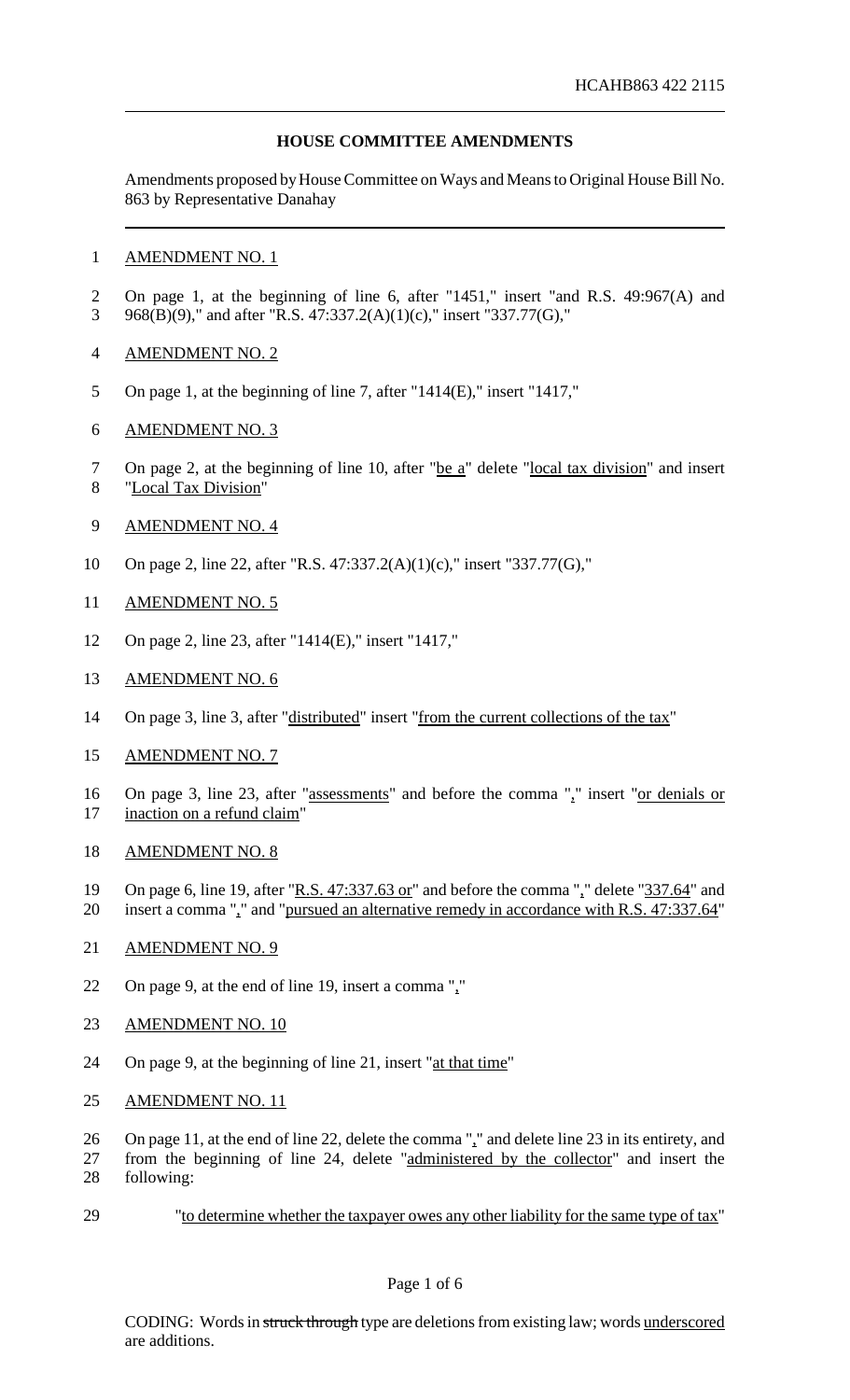HCAHB863 422 2115

## HOUSE COMMITTEE AMENDMENTS

Amendments proposed by House Committee on Ways and Means to Original House Bill No. 863 by Representative Danahay

AMENDMENT NO. 1

On page 1, at the beginning of line 6, after "1451," insert "and R.S. 49:967(A) and 968(B)(9)," and after "R.S. 47:337.2(A)(1)(c)," insert "337.77(G),"

AMENDMENT NO. 2

On page 1, at the beginning of line 7, after "1414(E)," insert "1417,"

AMENDMENT NO. 3

On page 2, at the beginning of line 10, after "be a" delete "local tax division" and insert "Local Tax Division"

AMENDMENT NO. 4

On page 2, line 22, after "R.S. 47:337.2(A)(1)(c)," insert "337.77(G),"

AMENDMENT NO. 5

On page 2, line 23, after "1414(E)," insert "1417,"

AMENDMENT NO. 6

On page 3, line 3, after "distributed" insert "from the current collections of the tax"

AMENDMENT NO. 7

On page 3, line 23, after "assessments" and before the comma "," insert "or denials or inaction on a refund claim"

AMENDMENT NO. 8

On page 6, line 19, after "R.S. 47:337.63 or" and before the comma "," delete "337.64" and insert a comma "," and "pursued an alternative remedy in accordance with R.S. 47:337.64"

AMENDMENT NO. 9

On page 9, at the end of line 19, insert a comma ","

AMENDMENT NO. 10

On page 9, at the beginning of line 21, insert "at that time"

AMENDMENT NO. 11

On page 11, at the end of line 22, delete the comma "," and delete line 23 in its entirety, and from the beginning of line 24, delete "administered by the collector" and insert the following:

"to determine whether the taxpayer owes any other liability for the same type of tax"

CODING: Words in ~~struck through~~ type are deletions from existing law; words underscored are additions.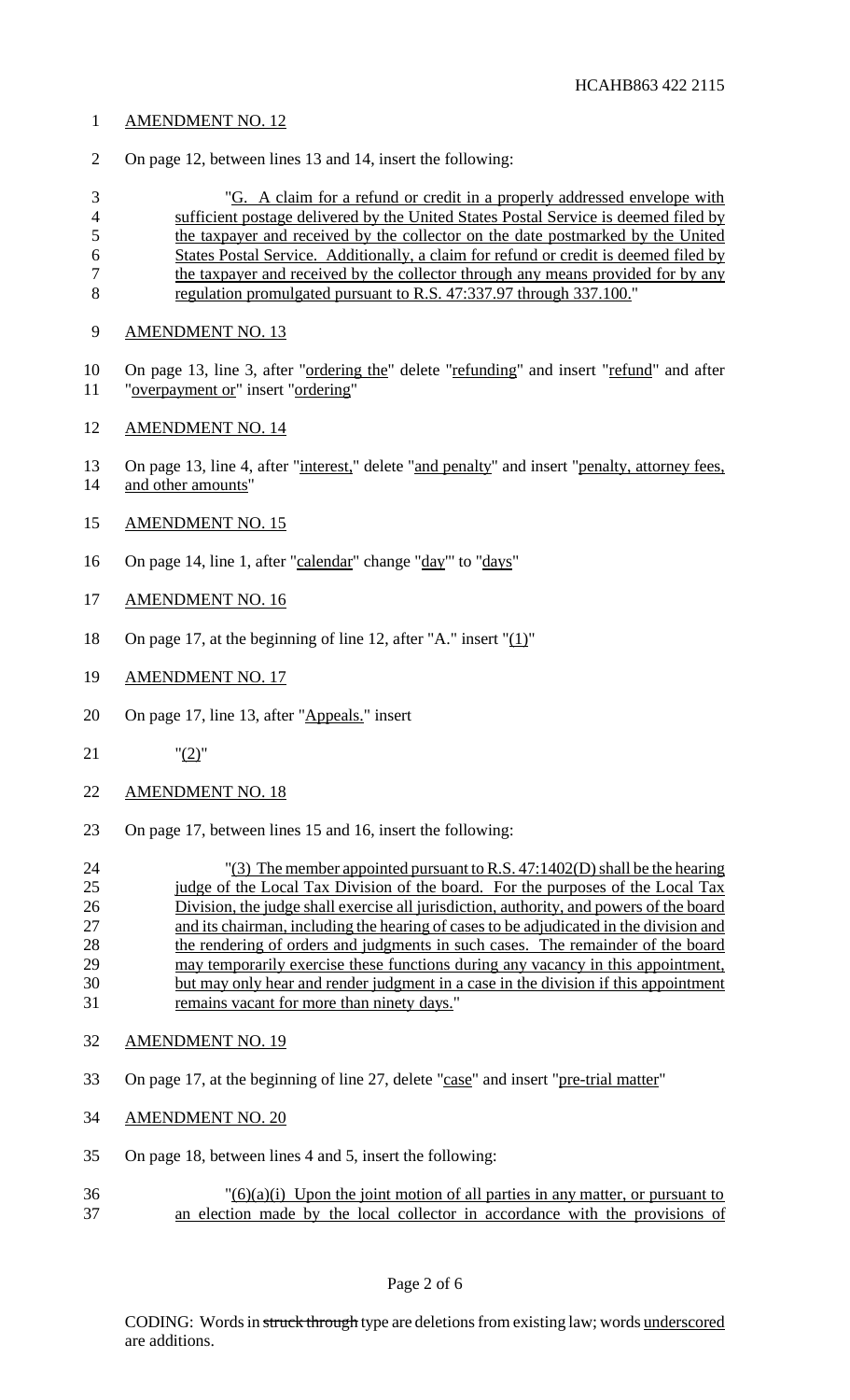AMENDMENT NO. 12

On page 12, between lines 13 and 14, insert the following:

"G. A claim for a refund or credit in a properly addressed envelope with sufficient postage delivered by the United States Postal Service is deemed filed by the taxpayer and received by the collector on the date postmarked by the United States Postal Service. Additionally, a claim for refund or credit is deemed filed by the taxpayer and received by the collector through any means provided for by any regulation promulgated pursuant to R.S. 47:337.97 through 337.100."

AMENDMENT NO. 13

On page 13, line 3, after "ordering the" delete "refunding" and insert "refund" and after "overpayment or" insert "ordering"

AMENDMENT NO. 14

On page 13, line 4, after "interest," delete "and penalty" and insert "penalty, attorney fees, and other amounts"

AMENDMENT NO. 15

On page 14, line 1, after "calendar" change "day"" to "days"

AMENDMENT NO. 16

On page 17, at the beginning of line 12, after "A." insert "(1)"

AMENDMENT NO. 17

On page 17, line 13, after "Appeals." insert

"(2)"

AMENDMENT NO. 18

On page 17, between lines 15 and 16, insert the following:

"(3) The member appointed pursuant to R.S. 47:1402(D) shall be the hearing judge of the Local Tax Division of the board. For the purposes of the Local Tax Division, the judge shall exercise all jurisdiction, authority, and powers of the board and its chairman, including the hearing of cases to be adjudicated in the division and the rendering of orders and judgments in such cases. The remainder of the board may temporarily exercise these functions during any vacancy in this appointment, but may only hear and render judgment in a case in the division if this appointment remains vacant for more than ninety days."

AMENDMENT NO. 19

On page 17, at the beginning of line 27, delete "case" and insert "pre-trial matter"

AMENDMENT NO. 20

On page 18, between lines 4 and 5, insert the following:

"(6)(a)(i) Upon the joint motion of all parties in any matter, or pursuant to an election made by the local collector in accordance with the provisions of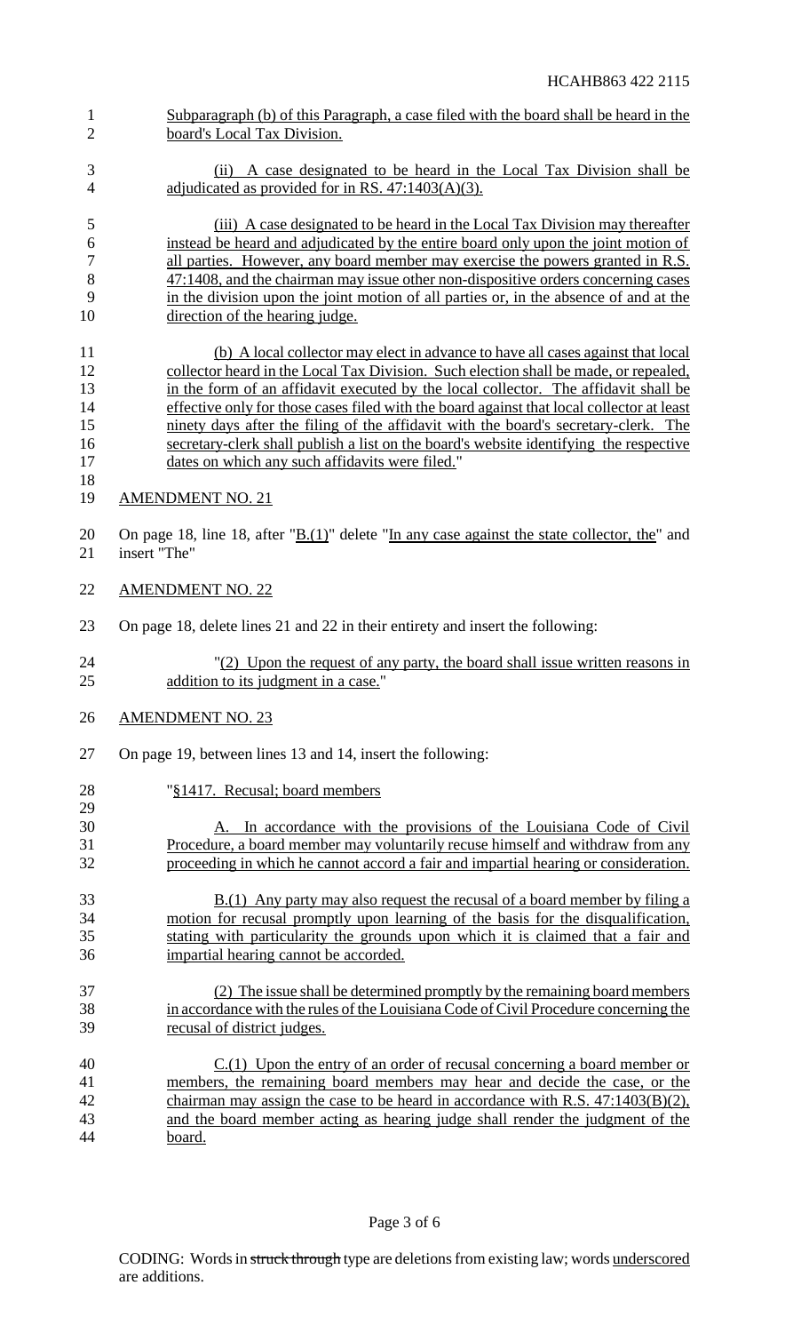Subparagraph (b) of this Paragraph, a case filed with the board shall be heard in the board's Local Tax Division.

(ii) A case designated to be heard in the Local Tax Division shall be adjudicated as provided for in RS. 47:1403(A)(3).

(iii) A case designated to be heard in the Local Tax Division may thereafter instead be heard and adjudicated by the entire board only upon the joint motion of all parties. However, any board member may exercise the powers granted in R.S. 47:1408, and the chairman may issue other non-dispositive orders concerning cases in the division upon the joint motion of all parties or, in the absence of and at the direction of the hearing judge.

(b) A local collector may elect in advance to have all cases against that local collector heard in the Local Tax Division. Such election shall be made, or repealed, in the form of an affidavit executed by the local collector. The affidavit shall be effective only for those cases filed with the board against that local collector at least ninety days after the filing of the affidavit with the board's secretary-clerk. The secretary-clerk shall publish a list on the board's website identifying the respective dates on which any such affidavits were filed."

AMENDMENT NO. 21

On page 18, line 18, after "B.(1)" delete "In any case against the state collector, the" and insert "The"

AMENDMENT NO. 22

On page 18, delete lines 21 and 22 in their entirety and insert the following:

"(2) Upon the request of any party, the board shall issue written reasons in addition to its judgment in a case."

AMENDMENT NO. 23

On page 19, between lines 13 and 14, insert the following:

"§1417. Recusal; board members

A. In accordance with the provisions of the Louisiana Code of Civil Procedure, a board member may voluntarily recuse himself and withdraw from any proceeding in which he cannot accord a fair and impartial hearing or consideration.

B.(1) Any party may also request the recusal of a board member by filing a motion for recusal promptly upon learning of the basis for the disqualification, stating with particularity the grounds upon which it is claimed that a fair and impartial hearing cannot be accorded.

(2) The issue shall be determined promptly by the remaining board members in accordance with the rules of the Louisiana Code of Civil Procedure concerning the recusal of district judges.

C.(1) Upon the entry of an order of recusal concerning a board member or members, the remaining board members may hear and decide the case, or the chairman may assign the case to be heard in accordance with R.S. 47:1403(B)(2), and the board member acting as hearing judge shall render the judgment of the board.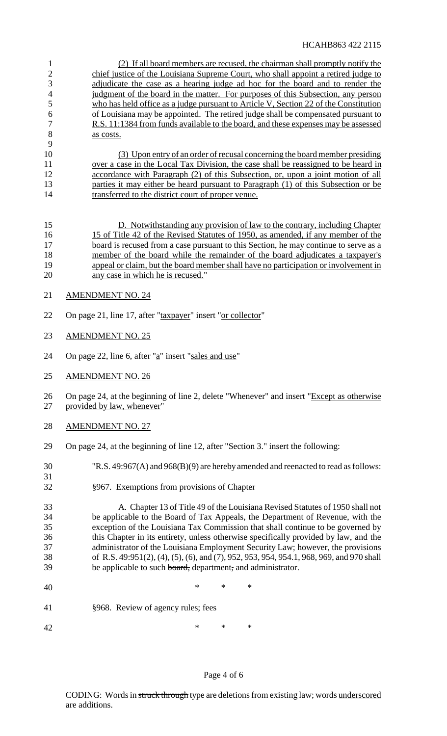(2) If all board members are recused, the chairman shall promptly notify the chief justice of the Louisiana Supreme Court, who shall appoint a retired judge to adjudicate the case as a hearing judge ad hoc for the board and to render the judgment of the board in the matter. For purposes of this Subsection, any person who has held office as a judge pursuant to Article V, Section 22 of the Constitution of Louisiana may be appointed. The retired judge shall be compensated pursuant to R.S. 11:1384 from funds available to the board, and these expenses may be assessed as costs.

(3) Upon entry of an order of recusal concerning the board member presiding over a case in the Local Tax Division, the case shall be reassigned to be heard in accordance with Paragraph (2) of this Subsection, or, upon a joint motion of all parties it may either be heard pursuant to Paragraph (1) of this Subsection or be transferred to the district court of proper venue.

D. Notwithstanding any provision of law to the contrary, including Chapter 15 of Title 42 of the Revised Statutes of 1950, as amended, if any member of the board is recused from a case pursuant to this Section, he may continue to serve as a member of the board while the remainder of the board adjudicates a taxpayer's appeal or claim, but the board member shall have no participation or involvement in any case in which he is recused."

AMENDMENT NO. 24

On page 21, line 17, after "taxpayer" insert "or collector"

AMENDMENT NO. 25

On page 22, line 6, after "a" insert "sales and use"

AMENDMENT NO. 26

On page 24, at the beginning of line 2, delete "Whenever" and insert "Except as otherwise provided by law, whenever"

AMENDMENT NO. 27

On page 24, at the beginning of line 12, after "Section 3." insert the following:

"R.S. 49:967(A) and 968(B)(9) are hereby amended and reenacted to read as follows:

§967. Exemptions from provisions of Chapter

A. Chapter 13 of Title 49 of the Louisiana Revised Statutes of 1950 shall not be applicable to the Board of Tax Appeals, the Department of Revenue, with the exception of the Louisiana Tax Commission that shall continue to be governed by this Chapter in its entirety, unless otherwise specifically provided by law, and the administrator of the Louisiana Employment Security Law; however, the provisions of R.S. 49:951(2), (4), (5), (6), and (7), 952, 953, 954, 954.1, 968, 969, and 970 shall be applicable to such ~~board,~~ department~~,~~ and administrator.

\* \* \*

§968. Review of agency rules; fees

\* \* \*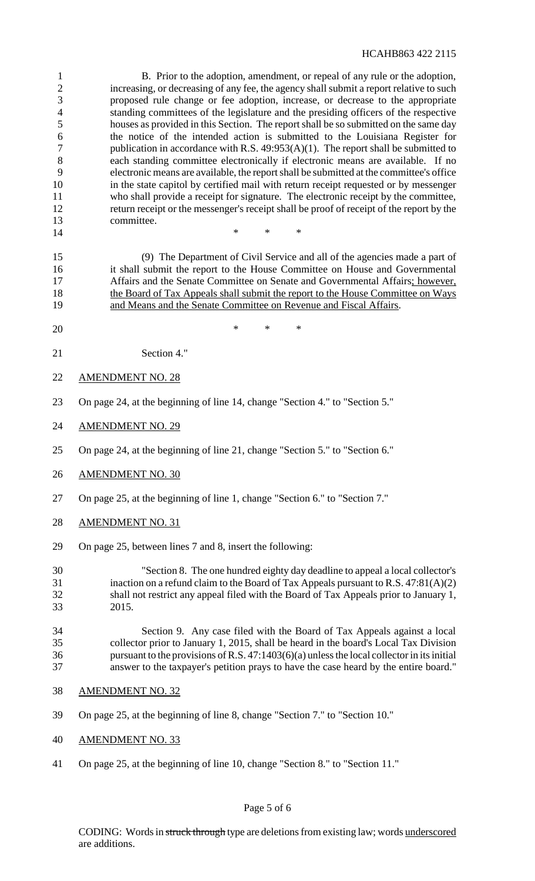B. Prior to the adoption, amendment, or repeal of any rule or the adoption, increasing, or decreasing of any fee, the agency shall submit a report relative to such proposed rule change or fee adoption, increase, or decrease to the appropriate standing committees of the legislature and the presiding officers of the respective houses as provided in this Section. The report shall be so submitted on the same day the notice of the intended action is submitted to the Louisiana Register for publication in accordance with R.S. 49:953(A)(1). The report shall be submitted to each standing committee electronically if electronic means are available. If no electronic means are available, the report shall be submitted at the committee's office in the state capitol by certified mail with return receipt requested or by messenger who shall provide a receipt for signature. The electronic receipt by the committee, return receipt or the messenger's receipt shall be proof of receipt of the report by the committee.

\* \* \*

(9) The Department of Civil Service and all of the agencies made a part of it shall submit the report to the House Committee on House and Governmental Affairs and the Senate Committee on Senate and Governmental Affairs<u>; however, the Board of Tax Appeals shall submit the report to the House Committee on Ways and Means and the Senate Committee on Revenue and Fiscal Affairs</u>.

\* \* \*

Section 4."

<u>AMENDMENT NO. 28</u>

On page 24, at the beginning of line 14, change "Section 4." to "Section 5."

<u>AMENDMENT NO. 29</u>

On page 24, at the beginning of line 21, change "Section 5." to "Section 6."

<u>AMENDMENT NO. 30</u>

On page 25, at the beginning of line 1, change "Section 6." to "Section 7."

<u>AMENDMENT NO. 31</u>

On page 25, between lines 7 and 8, insert the following:

"Section 8. The one hundred eighty day deadline to appeal a local collector's inaction on a refund claim to the Board of Tax Appeals pursuant to R.S. 47:81(A)(2) shall not restrict any appeal filed with the Board of Tax Appeals prior to January 1, 2015.

Section 9. Any case filed with the Board of Tax Appeals against a local collector prior to January 1, 2015, shall be heard in the board's Local Tax Division pursuant to the provisions of R.S. 47:1403(6)(a) unless the local collector in its initial answer to the taxpayer's petition prays to have the case heard by the entire board."

<u>AMENDMENT NO. 32</u>

On page 25, at the beginning of line 8, change "Section 7." to "Section 10."

<u>AMENDMENT NO. 33</u>

On page 25, at the beginning of line 10, change "Section 8." to "Section 11."

CODING: Words in ~~struck through~~ type are deletions from existing law; words <u>underscored</u> are additions.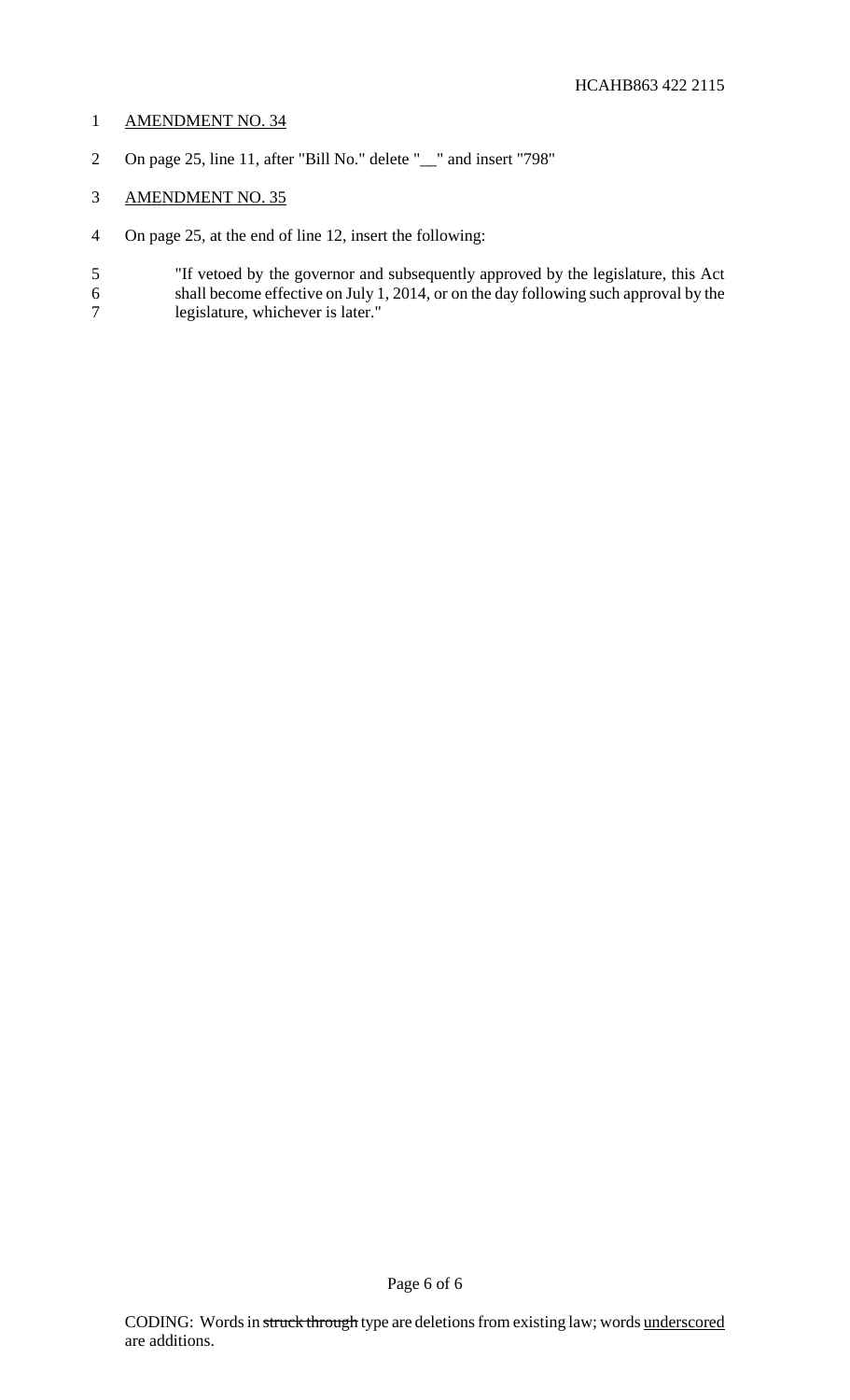AMENDMENT NO. 34

On page 25, line 11, after "Bill No." delete "__" and insert "798"

AMENDMENT NO. 35

On page 25, at the end of line 12, insert the following:

"If vetoed by the governor and subsequently approved by the legislature, this Act shall become effective on July 1, 2014, or on the day following such approval by the legislature, whichever is later."

CODING: Words in ~~struck through~~ type are deletions from existing law; words underscored are additions.